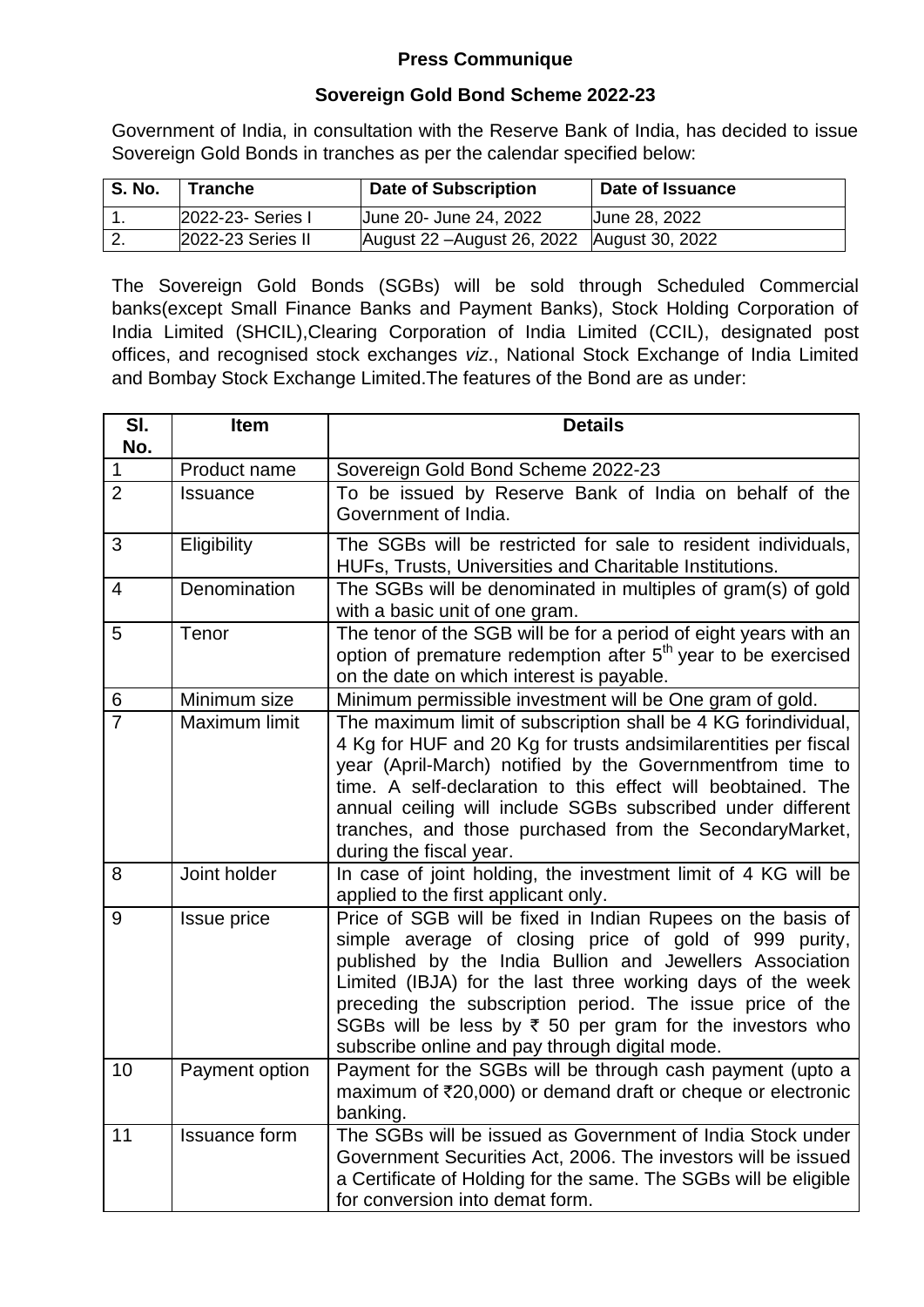**Press Communique**

**Sovereign Gold Bond Scheme 2022-23**

Government of India, in consultation with the Reserve Bank of India, has decided to issue Sovereign Gold Bonds in tranches as per the calendar specified below:

| S. No. | Tranche | Date of Subscription | Date of Issuance |
|---|---|---|---|
| 1. | 2022-23- Series I | June 20- June 24, 2022 | June 28, 2022 |
| 2. | 2022-23 Series II | August 22 –August 26, 2022 | August 30, 2022 |

The Sovereign Gold Bonds (SGBs) will be sold through Scheduled Commercial banks(except Small Finance Banks and Payment Banks), Stock Holding Corporation of India Limited (SHCIL),Clearing Corporation of India Limited (CCIL), designated post offices, and recognised stock exchanges *viz*., National Stock Exchange of India Limited and Bombay Stock Exchange Limited.The features of the Bond are as under:

| Sl. No. | Item | Details |
|---|---|---|
| 1 | Product name | Sovereign Gold Bond Scheme 2022-23 |
| 2 | Issuance | To be issued by Reserve Bank of India on behalf of the Government of India. |
| 3 | Eligibility | The SGBs will be restricted for sale to resident individuals, HUFs, Trusts, Universities and Charitable Institutions. |
| 4 | Denomination | The SGBs will be denominated in multiples of gram(s) of gold with a basic unit of one gram. |
| 5 | Tenor | The tenor of the SGB will be for a period of eight years with an option of premature redemption after 5th year to be exercised on the date on which interest is payable. |
| 6 | Minimum size | Minimum permissible investment will be One gram of gold. |
| 7 | Maximum limit | The maximum limit of subscription shall be 4 KG forindividual, 4 Kg for HUF and 20 Kg for trusts andsimilarentities per fiscal year (April-March) notified by the Governmentfrom time to time. A self-declaration to this effect will beobtained. The annual ceiling will include SGBs subscribed under different tranches, and those purchased from the SecondaryMarket, during the fiscal year. |
| 8 | Joint holder | In case of joint holding, the investment limit of 4 KG will be applied to the first applicant only. |
| 9 | Issue price | Price of SGB will be fixed in Indian Rupees on the basis of simple average of closing price of gold of 999 purity, published by the India Bullion and Jewellers Association Limited (IBJA) for the last three working days of the week preceding the subscription period. The issue price of the SGBs will be less by ₹ 50 per gram for the investors who subscribe online and pay through digital mode. |
| 10 | Payment option | Payment for the SGBs will be through cash payment (upto a maximum of ₹20,000) or demand draft or cheque or electronic banking. |
| 11 | Issuance form | The SGBs will be issued as Government of India Stock under Government Securities Act, 2006. The investors will be issued a Certificate of Holding for the same. The SGBs will be eligible for conversion into demat form. |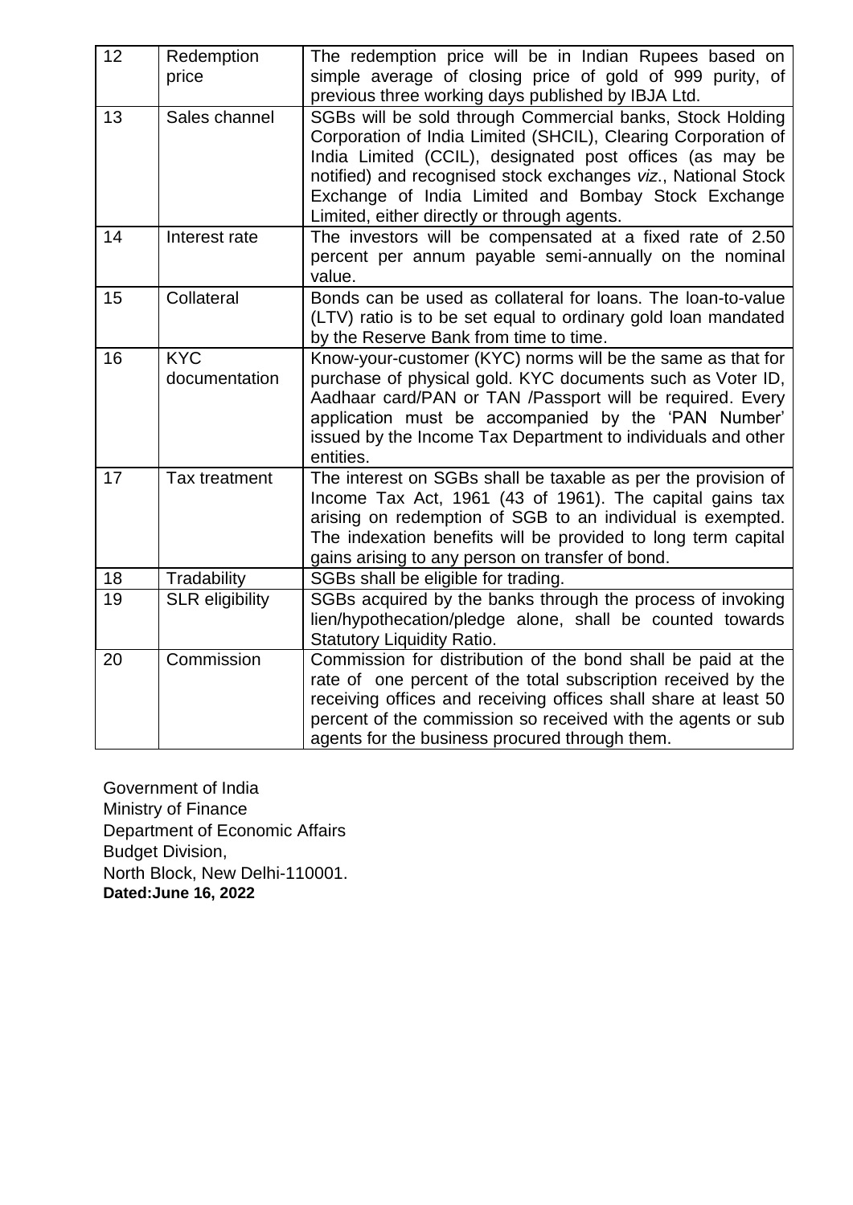| | | |
|---|---|---|
| 12 | Redemption price | The redemption price will be in Indian Rupees based on simple average of closing price of gold of 999 purity, of previous three working days published by IBJA Ltd. |
| 13 | Sales channel | SGBs will be sold through Commercial banks, Stock Holding Corporation of India Limited (SHCIL), Clearing Corporation of India Limited (CCIL), designated post offices (as may be notified) and recognised stock exchanges *viz*., National Stock Exchange of India Limited and Bombay Stock Exchange Limited, either directly or through agents. |
| 14 | Interest rate | The investors will be compensated at a fixed rate of 2.50 percent per annum payable semi-annually on the nominal value. |
| 15 | Collateral | Bonds can be used as collateral for loans. The loan-to-value (LTV) ratio is to be set equal to ordinary gold loan mandated by the Reserve Bank from time to time. |
| 16 | KYC documentation | Know-your-customer (KYC) norms will be the same as that for purchase of physical gold. KYC documents such as Voter ID, Aadhaar card/PAN or TAN /Passport will be required. Every application must be accompanied by the 'PAN Number' issued by the Income Tax Department to individuals and other entities. |
| 17 | Tax treatment | The interest on SGBs shall be taxable as per the provision of Income Tax Act, 1961 (43 of 1961). The capital gains tax arising on redemption of SGB to an individual is exempted. The indexation benefits will be provided to long term capital gains arising to any person on transfer of bond. |
| 18 | Tradability | SGBs shall be eligible for trading. |
| 19 | SLR eligibility | SGBs acquired by the banks through the process of invoking lien/hypothecation/pledge alone, shall be counted towards Statutory Liquidity Ratio. |
| 20 | Commission | Commission for distribution of the bond shall be paid at the rate of one percent of the total subscription received by the receiving offices and receiving offices shall share at least 50 percent of the commission so received with the agents or sub agents for the business procured through them. |

Government of India
Ministry of Finance
Department of Economic Affairs
Budget Division,
North Block, New Delhi-110001.
**Dated:June 16, 2022**